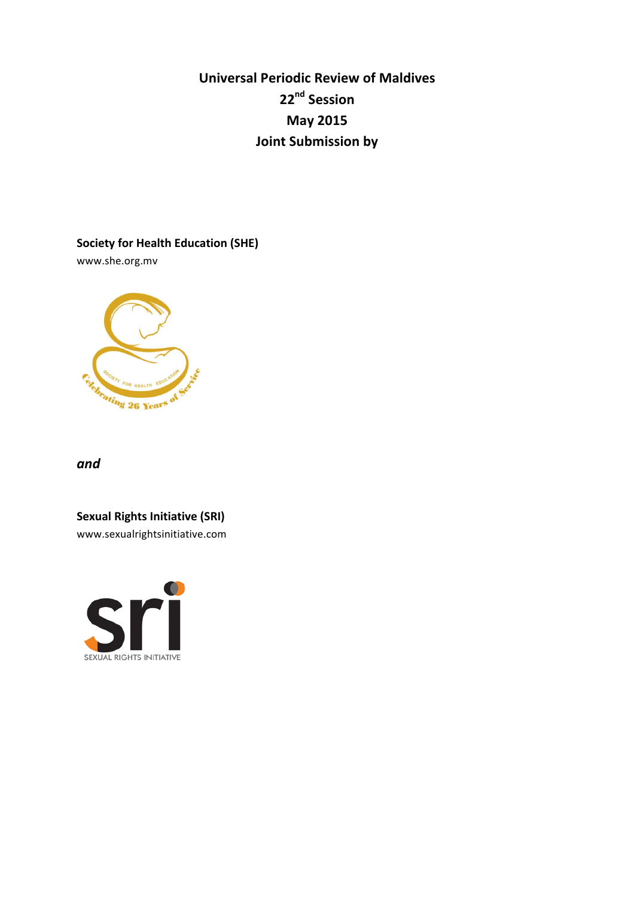# Universal Periodic Review of Maldives

## 22nd Session

## May 2015

## Joint Submission by

**Society for Health Education (SHE)**

www.she.org.mv

***and***

**Sexual Rights Initiative (SRI)**

www.sexualrightsinitiative.com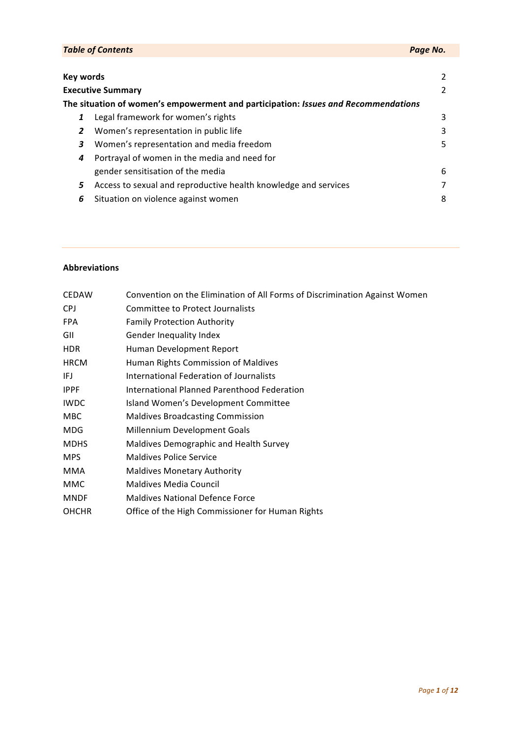| *Table of Contents* | | *Page No.* |
|---|---|---|
| **Key words** | | 2 |
| **Executive Summary** | | 2 |
| **The situation of women's empowerment and participation:** ***Issues and Recommendations*** | | |
| ***1*** | Legal framework for women's rights | 3 |
| ***2*** | Women's representation in public life | 3 |
| ***3*** | Women's representation and media freedom | 5 |
| ***4*** | Portrayal of women in the media and need for gender sensitisation of the media | 6 |
| ***5*** | Access to sexual and reproductive health knowledge and services | 7 |
| ***6*** | Situation on violence against women | 8 |

---

**Abbreviations**

| | |
|---|---|
| CEDAW | Convention on the Elimination of All Forms of Discrimination Against Women |
| CPJ | Committee to Protect Journalists |
| FPA | Family Protection Authority |
| GII | Gender Inequality Index |
| HDR | Human Development Report |
| HRCM | Human Rights Commission of Maldives |
| IFJ | International Federation of Journalists |
| IPPF | International Planned Parenthood Federation |
| IWDC | Island Women's Development Committee |
| MBC | Maldives Broadcasting Commission |
| MDG | Millennium Development Goals |
| MDHS | Maldives Demographic and Health Survey |
| MPS | Maldives Police Service |
| MMA | Maldives Monetary Authority |
| MMC | Maldives Media Council |
| MNDF | Maldives National Defence Force |
| OHCHR | Office of the High Commissioner for Human Rights |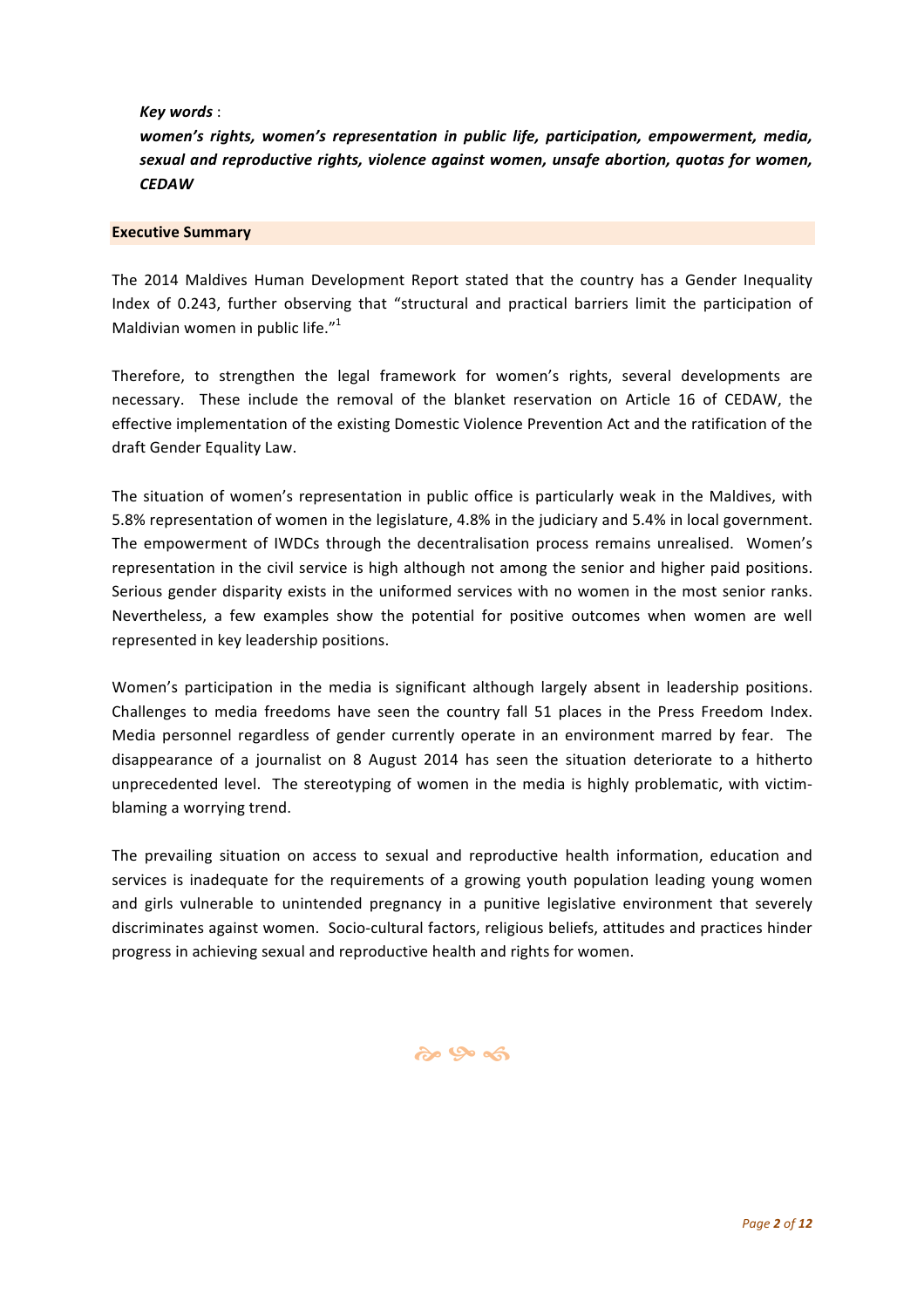***Key words*** :

***women's rights, women's representation in public life, participation, empowerment, media, sexual and reproductive rights, violence against women, unsafe abortion, quotas for women, CEDAW***

## Executive Summary

The 2014 Maldives Human Development Report stated that the country has a Gender Inequality Index of 0.243, further observing that "structural and practical barriers limit the participation of Maldivian women in public life."[1]

Therefore, to strengthen the legal framework for women's rights, several developments are necessary. These include the removal of the blanket reservation on Article 16 of CEDAW, the effective implementation of the existing Domestic Violence Prevention Act and the ratification of the draft Gender Equality Law.

The situation of women's representation in public office is particularly weak in the Maldives, with 5.8% representation of women in the legislature, 4.8% in the judiciary and 5.4% in local government. The empowerment of IWDCs through the decentralisation process remains unrealised. Women's representation in the civil service is high although not among the senior and higher paid positions. Serious gender disparity exists in the uniformed services with no women in the most senior ranks. Nevertheless, a few examples show the potential for positive outcomes when women are well represented in key leadership positions.

Women's participation in the media is significant although largely absent in leadership positions. Challenges to media freedoms have seen the country fall 51 places in the Press Freedom Index. Media personnel regardless of gender currently operate in an environment marred by fear. The disappearance of a journalist on 8 August 2014 has seen the situation deteriorate to a hitherto unprecedented level. The stereotyping of women in the media is highly problematic, with victim-blaming a worrying trend.

The prevailing situation on access to sexual and reproductive health information, education and services is inadequate for the requirements of a growing youth population leading young women and girls vulnerable to unintended pregnancy in a punitive legislative environment that severely discriminates against women. Socio-cultural factors, religious beliefs, attitudes and practices hinder progress in achieving sexual and reproductive health and rights for women.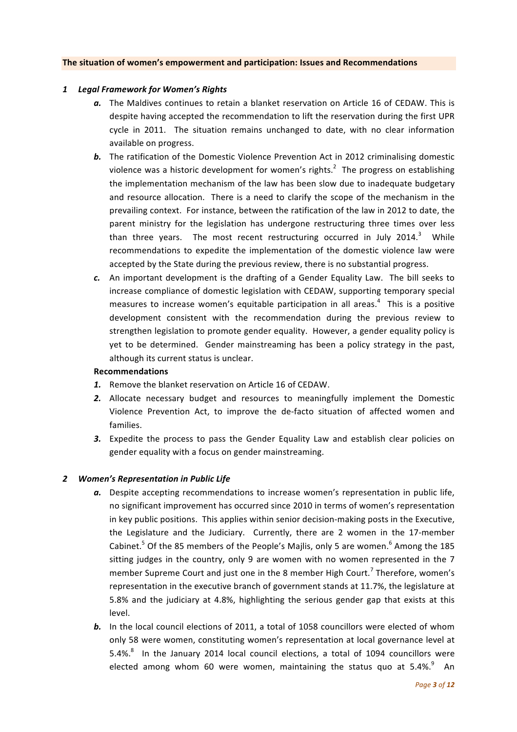**The situation of women's empowerment and participation: Issues and Recommendations**

## 1 *Legal Framework for Women's Rights*

- ***a.*** The Maldives continues to retain a blanket reservation on Article 16 of CEDAW. This is despite having accepted the recommendation to lift the reservation during the first UPR cycle in 2011. The situation remains unchanged to date, with no clear information available on progress.
- ***b.*** The ratification of the Domestic Violence Prevention Act in 2012 criminalising domestic violence was a historic development for women's rights.[2] The progress on establishing the implementation mechanism of the law has been slow due to inadequate budgetary and resource allocation. There is a need to clarify the scope of the mechanism in the prevailing context. For instance, between the ratification of the law in 2012 to date, the parent ministry for the legislation has undergone restructuring three times over less than three years. The most recent restructuring occurred in July 2014.[3] While recommendations to expedite the implementation of the domestic violence law were accepted by the State during the previous review, there is no substantial progress.
- ***c.*** An important development is the drafting of a Gender Equality Law. The bill seeks to increase compliance of domestic legislation with CEDAW, supporting temporary special measures to increase women's equitable participation in all areas.[4] This is a positive development consistent with the recommendation during the previous review to strengthen legislation to promote gender equality. However, a gender equality policy is yet to be determined. Gender mainstreaming has been a policy strategy in the past, although its current status is unclear.

**Recommendations**

1. Remove the blanket reservation on Article 16 of CEDAW.
2. Allocate necessary budget and resources to meaningfully implement the Domestic Violence Prevention Act, to improve the de-facto situation of affected women and families.
3. Expedite the process to pass the Gender Equality Law and establish clear policies on gender equality with a focus on gender mainstreaming.

## 2 *Women's Representation in Public Life*

- ***a.*** Despite accepting recommendations to increase women's representation in public life, no significant improvement has occurred since 2010 in terms of women's representation in key public positions. This applies within senior decision-making posts in the Executive, the Legislature and the Judiciary. Currently, there are 2 women in the 17-member Cabinet.[5] Of the 85 members of the People's Majlis, only 5 are women.[6] Among the 185 sitting judges in the country, only 9 are women with no women represented in the 7 member Supreme Court and just one in the 8 member High Court.[7] Therefore, women's representation in the executive branch of government stands at 11.7%, the legislature at 5.8% and the judiciary at 4.8%, highlighting the serious gender gap that exists at this level.
- ***b.*** In the local council elections of 2011, a total of 1058 councillors were elected of whom only 58 were women, constituting women's representation at local governance level at 5.4%.[8] In the January 2014 local council elections, a total of 1094 councillors were elected among whom 60 were women, maintaining the status quo at 5.4%.[9] An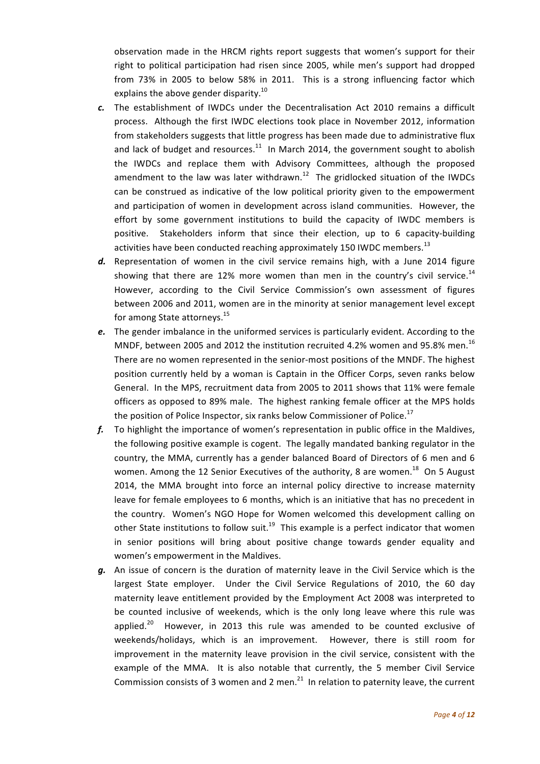observation made in the HRCM rights report suggests that women's support for their right to political participation had risen since 2005, while men's support had dropped from 73% in 2005 to below 58% in 2011. This is a strong influencing factor which explains the above gender disparity.[10]

*c.* The establishment of IWDCs under the Decentralisation Act 2010 remains a difficult process. Although the first IWDC elections took place in November 2012, information from stakeholders suggests that little progress has been made due to administrative flux and lack of budget and resources.[11] In March 2014, the government sought to abolish the IWDCs and replace them with Advisory Committees, although the proposed amendment to the law was later withdrawn.[12] The gridlocked situation of the IWDCs can be construed as indicative of the low political priority given to the empowerment and participation of women in development across island communities. However, the effort by some government institutions to build the capacity of IWDC members is positive. Stakeholders inform that since their election, up to 6 capacity-building activities have been conducted reaching approximately 150 IWDC members.[13]

*d.* Representation of women in the civil service remains high, with a June 2014 figure showing that there are 12% more women than men in the country's civil service.[14] However, according to the Civil Service Commission's own assessment of figures between 2006 and 2011, women are in the minority at senior management level except for among State attorneys.[15]

*e.* The gender imbalance in the uniformed services is particularly evident. According to the MNDF, between 2005 and 2012 the institution recruited 4.2% women and 95.8% men.[16] There are no women represented in the senior-most positions of the MNDF. The highest position currently held by a woman is Captain in the Officer Corps, seven ranks below General. In the MPS, recruitment data from 2005 to 2011 shows that 11% were female officers as opposed to 89% male. The highest ranking female officer at the MPS holds the position of Police Inspector, six ranks below Commissioner of Police.[17]

*f.* To highlight the importance of women's representation in public office in the Maldives, the following positive example is cogent. The legally mandated banking regulator in the country, the MMA, currently has a gender balanced Board of Directors of 6 men and 6 women. Among the 12 Senior Executives of the authority, 8 are women.[18] On 5 August 2014, the MMA brought into force an internal policy directive to increase maternity leave for female employees to 6 months, which is an initiative that has no precedent in the country. Women's NGO Hope for Women welcomed this development calling on other State institutions to follow suit.[19] This example is a perfect indicator that women in senior positions will bring about positive change towards gender equality and women's empowerment in the Maldives.

*g.* An issue of concern is the duration of maternity leave in the Civil Service which is the largest State employer. Under the Civil Service Regulations of 2010, the 60 day maternity leave entitlement provided by the Employment Act 2008 was interpreted to be counted inclusive of weekends, which is the only long leave where this rule was applied.[20] However, in 2013 this rule was amended to be counted exclusive of weekends/holidays, which is an improvement. However, there is still room for improvement in the maternity leave provision in the civil service, consistent with the example of the MMA. It is also notable that currently, the 5 member Civil Service Commission consists of 3 women and 2 men.[21] In relation to paternity leave, the current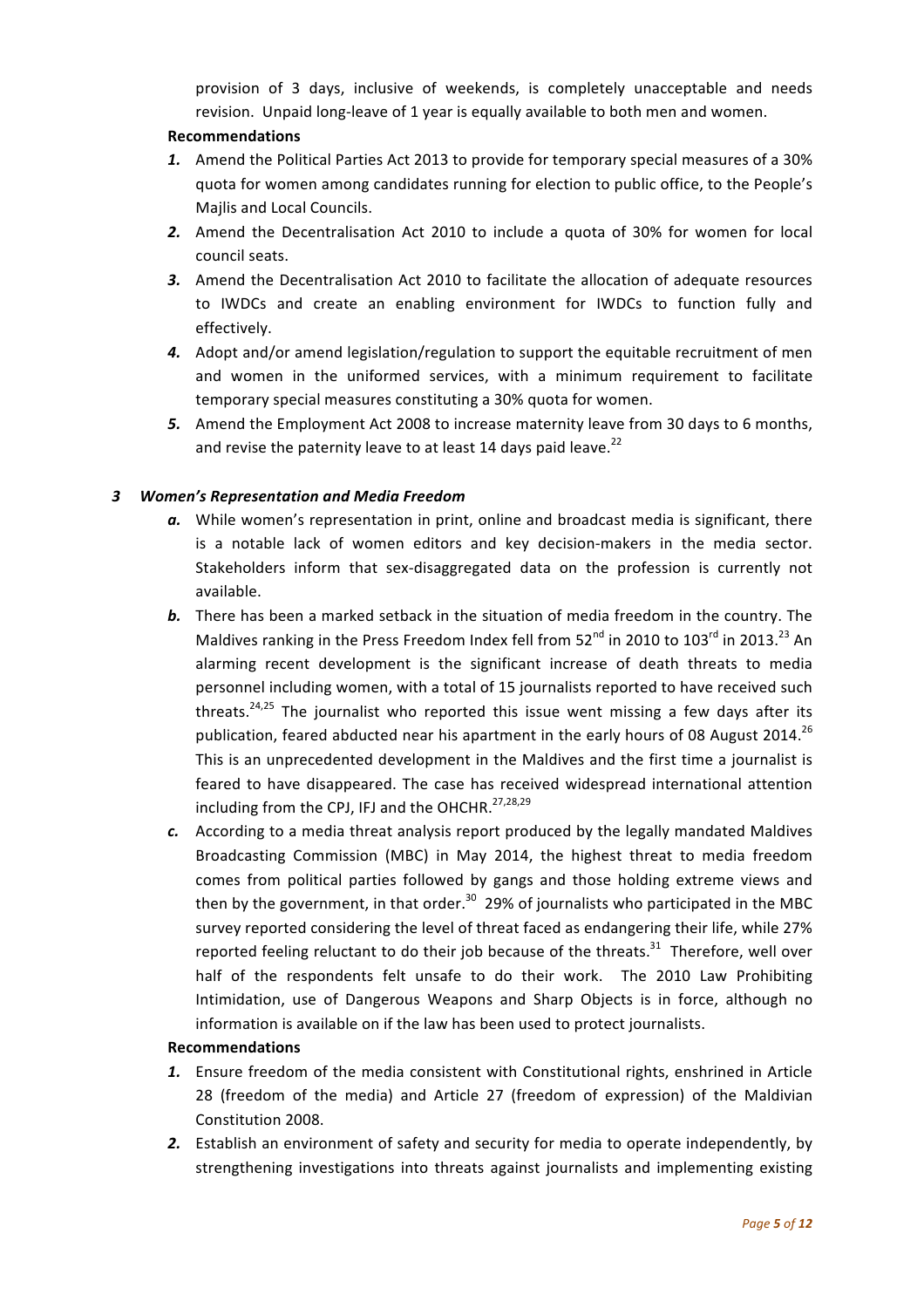provision of 3 days, inclusive of weekends, is completely unacceptable and needs revision. Unpaid long-leave of 1 year is equally available to both men and women.

**Recommendations**

1. Amend the Political Parties Act 2013 to provide for temporary special measures of a 30% quota for women among candidates running for election to public office, to the People's Majlis and Local Councils.
2. Amend the Decentralisation Act 2010 to include a quota of 30% for women for local council seats.
3. Amend the Decentralisation Act 2010 to facilitate the allocation of adequate resources to IWDCs and create an enabling environment for IWDCs to function fully and effectively.
4. Adopt and/or amend legislation/regulation to support the equitable recruitment of men and women in the uniformed services, with a minimum requirement to facilitate temporary special measures constituting a 30% quota for women.
5. Amend the Employment Act 2008 to increase maternity leave from 30 days to 6 months, and revise the paternity leave to at least 14 days paid leave.[22]

### 3 *Women's Representation and Media Freedom*

a. While women's representation in print, online and broadcast media is significant, there is a notable lack of women editors and key decision-makers in the media sector. Stakeholders inform that sex-disaggregated data on the profession is currently not available.

b. There has been a marked setback in the situation of media freedom in the country. The Maldives ranking in the Press Freedom Index fell from 52nd in 2010 to 103rd in 2013.[23] An alarming recent development is the significant increase of death threats to media personnel including women, with a total of 15 journalists reported to have received such threats.[24,25] The journalist who reported this issue went missing a few days after its publication, feared abducted near his apartment in the early hours of 08 August 2014.[26] This is an unprecedented development in the Maldives and the first time a journalist is feared to have disappeared. The case has received widespread international attention including from the CPJ, IFJ and the OHCHR.[27,28,29]

c. According to a media threat analysis report produced by the legally mandated Maldives Broadcasting Commission (MBC) in May 2014, the highest threat to media freedom comes from political parties followed by gangs and those holding extreme views and then by the government, in that order.[30] 29% of journalists who participated in the MBC survey reported considering the level of threat faced as endangering their life, while 27% reported feeling reluctant to do their job because of the threats.[31] Therefore, well over half of the respondents felt unsafe to do their work. The 2010 Law Prohibiting Intimidation, use of Dangerous Weapons and Sharp Objects is in force, although no information is available on if the law has been used to protect journalists.

**Recommendations**

1. Ensure freedom of the media consistent with Constitutional rights, enshrined in Article 28 (freedom of the media) and Article 27 (freedom of expression) of the Maldivian Constitution 2008.
2. Establish an environment of safety and security for media to operate independently, by strengthening investigations into threats against journalists and implementing existing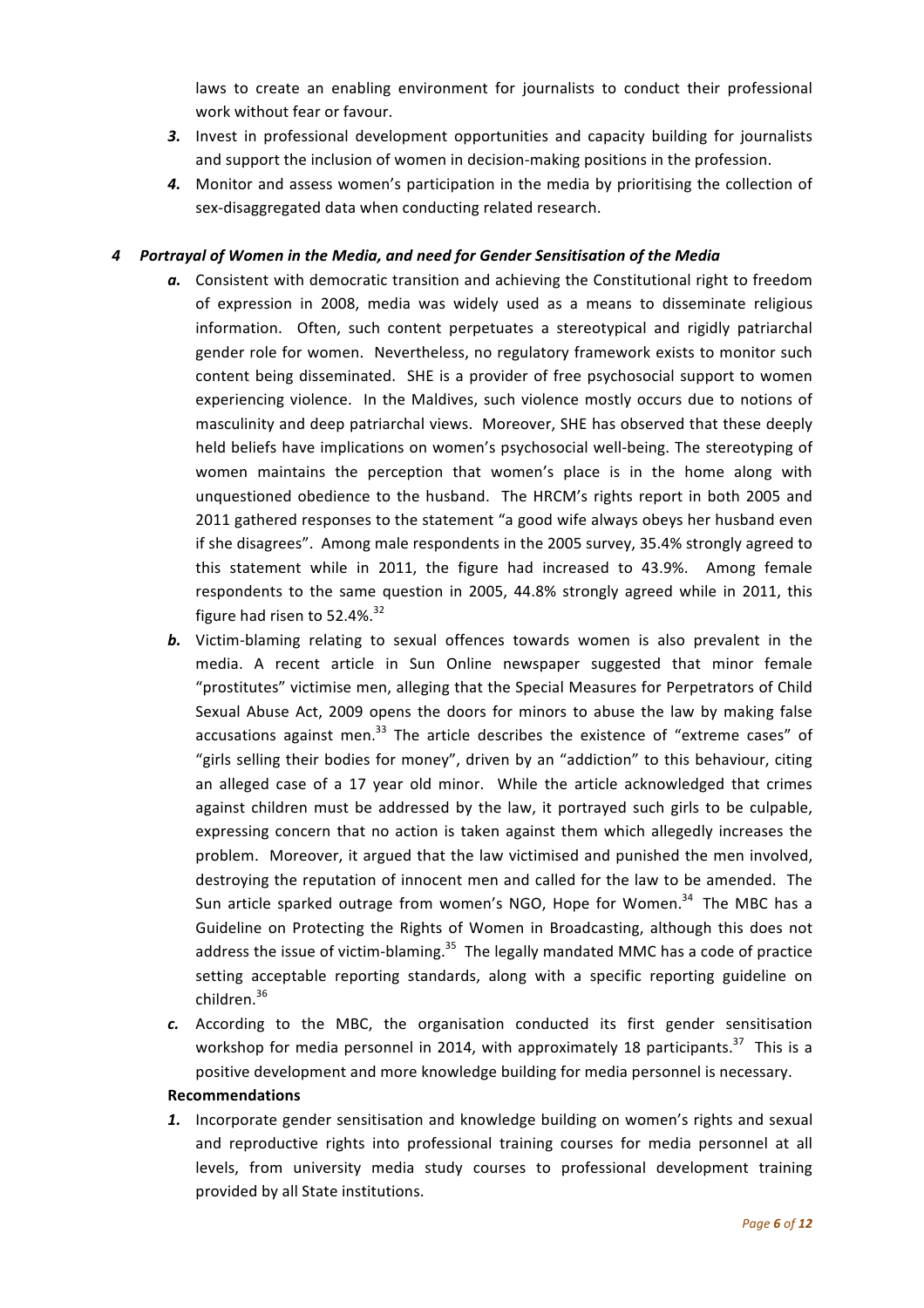laws to create an enabling environment for journalists to conduct their professional work without fear or favour.

***3.*** Invest in professional development opportunities and capacity building for journalists and support the inclusion of women in decision-making positions in the profession.

***4.*** Monitor and assess women's participation in the media by prioritising the collection of sex-disaggregated data when conducting related research.

### *4 Portrayal of Women in the Media, and need for Gender Sensitisation of the Media*

***a.*** Consistent with democratic transition and achieving the Constitutional right to freedom of expression in 2008, media was widely used as a means to disseminate religious information. Often, such content perpetuates a stereotypical and rigidly patriarchal gender role for women. Nevertheless, no regulatory framework exists to monitor such content being disseminated. SHE is a provider of free psychosocial support to women experiencing violence. In the Maldives, such violence mostly occurs due to notions of masculinity and deep patriarchal views. Moreover, SHE has observed that these deeply held beliefs have implications on women's psychosocial well-being. The stereotyping of women maintains the perception that women's place is in the home along with unquestioned obedience to the husband. The HRCM's rights report in both 2005 and 2011 gathered responses to the statement "a good wife always obeys her husband even if she disagrees". Among male respondents in the 2005 survey, 35.4% strongly agreed to this statement while in 2011, the figure had increased to 43.9%. Among female respondents to the same question in 2005, 44.8% strongly agreed while in 2011, this figure had risen to 52.4%.[32]

***b.*** Victim-blaming relating to sexual offences towards women is also prevalent in the media. A recent article in Sun Online newspaper suggested that minor female "prostitutes" victimise men, alleging that the Special Measures for Perpetrators of Child Sexual Abuse Act, 2009 opens the doors for minors to abuse the law by making false accusations against men.[33] The article describes the existence of "extreme cases" of "girls selling their bodies for money", driven by an "addiction" to this behaviour, citing an alleged case of a 17 year old minor. While the article acknowledged that crimes against children must be addressed by the law, it portrayed such girls to be culpable, expressing concern that no action is taken against them which allegedly increases the problem. Moreover, it argued that the law victimised and punished the men involved, destroying the reputation of innocent men and called for the law to be amended. The Sun article sparked outrage from women's NGO, Hope for Women.[34] The MBC has a Guideline on Protecting the Rights of Women in Broadcasting, although this does not address the issue of victim-blaming.[35] The legally mandated MMC has a code of practice setting acceptable reporting standards, along with a specific reporting guideline on children.[36]

***c.*** According to the MBC, the organisation conducted its first gender sensitisation workshop for media personnel in 2014, with approximately 18 participants.[37] This is a positive development and more knowledge building for media personnel is necessary.

**Recommendations**

***1.*** Incorporate gender sensitisation and knowledge building on women's rights and sexual and reproductive rights into professional training courses for media personnel at all levels, from university media study courses to professional development training provided by all State institutions.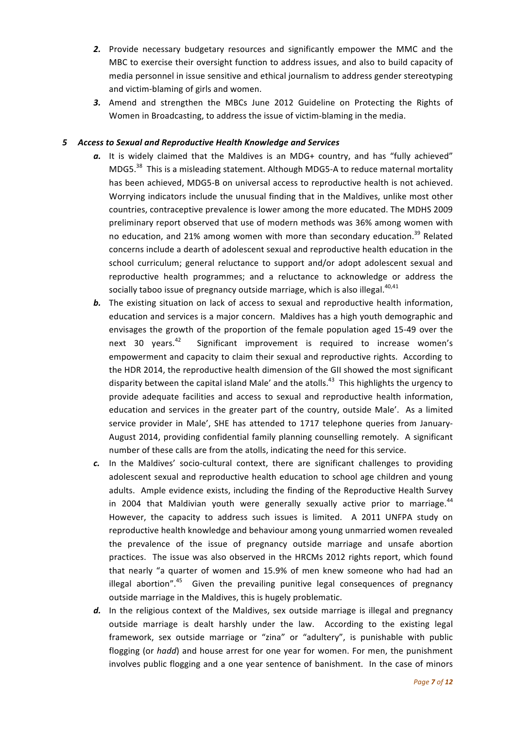2. Provide necessary budgetary resources and significantly empower the MMC and the MBC to exercise their oversight function to address issues, and also to build capacity of media personnel in issue sensitive and ethical journalism to address gender stereotyping and victim-blaming of girls and women.
3. Amend and strengthen the MBCs June 2012 Guideline on Protecting the Rights of Women in Broadcasting, to address the issue of victim-blaming in the media.

### 5 Access to Sexual and Reproductive Health Knowledge and Services

***a.*** It is widely claimed that the Maldives is an MDG+ country, and has "fully achieved" MDG5.[38] This is a misleading statement. Although MDG5-A to reduce maternal mortality has been achieved, MDG5-B on universal access to reproductive health is not achieved. Worrying indicators include the unusual finding that in the Maldives, unlike most other countries, contraceptive prevalence is lower among the more educated. The MDHS 2009 preliminary report observed that use of modern methods was 36% among women with no education, and 21% among women with more than secondary education.[39] Related concerns include a dearth of adolescent sexual and reproductive health education in the school curriculum; general reluctance to support and/or adopt adolescent sexual and reproductive health programmes; and a reluctance to acknowledge or address the socially taboo issue of pregnancy outside marriage, which is also illegal.[40,41]

***b.*** The existing situation on lack of access to sexual and reproductive health information, education and services is a major concern. Maldives has a high youth demographic and envisages the growth of the proportion of the female population aged 15-49 over the next 30 years.[42] Significant improvement is required to increase women's empowerment and capacity to claim their sexual and reproductive rights. According to the HDR 2014, the reproductive health dimension of the GII showed the most significant disparity between the capital island Male' and the atolls.[43] This highlights the urgency to provide adequate facilities and access to sexual and reproductive health information, education and services in the greater part of the country, outside Male'. As a limited service provider in Male', SHE has attended to 1717 telephone queries from January-August 2014, providing confidential family planning counselling remotely. A significant number of these calls are from the atolls, indicating the need for this service.

***c.*** In the Maldives' socio-cultural context, there are significant challenges to providing adolescent sexual and reproductive health education to school age children and young adults. Ample evidence exists, including the finding of the Reproductive Health Survey in 2004 that Maldivian youth were generally sexually active prior to marriage.[44] However, the capacity to address such issues is limited. A 2011 UNFPA study on reproductive health knowledge and behaviour among young unmarried women revealed the prevalence of the issue of pregnancy outside marriage and unsafe abortion practices. The issue was also observed in the HRCMs 2012 rights report, which found that nearly "a quarter of women and 15.9% of men knew someone who had had an illegal abortion".[45] Given the prevailing punitive legal consequences of pregnancy outside marriage in the Maldives, this is hugely problematic.

***d.*** In the religious context of the Maldives, sex outside marriage is illegal and pregnancy outside marriage is dealt harshly under the law. According to the existing legal framework, sex outside marriage or "zina" or "adultery", is punishable with public flogging (or *hadd*) and house arrest for one year for women. For men, the punishment involves public flogging and a one year sentence of banishment. In the case of minors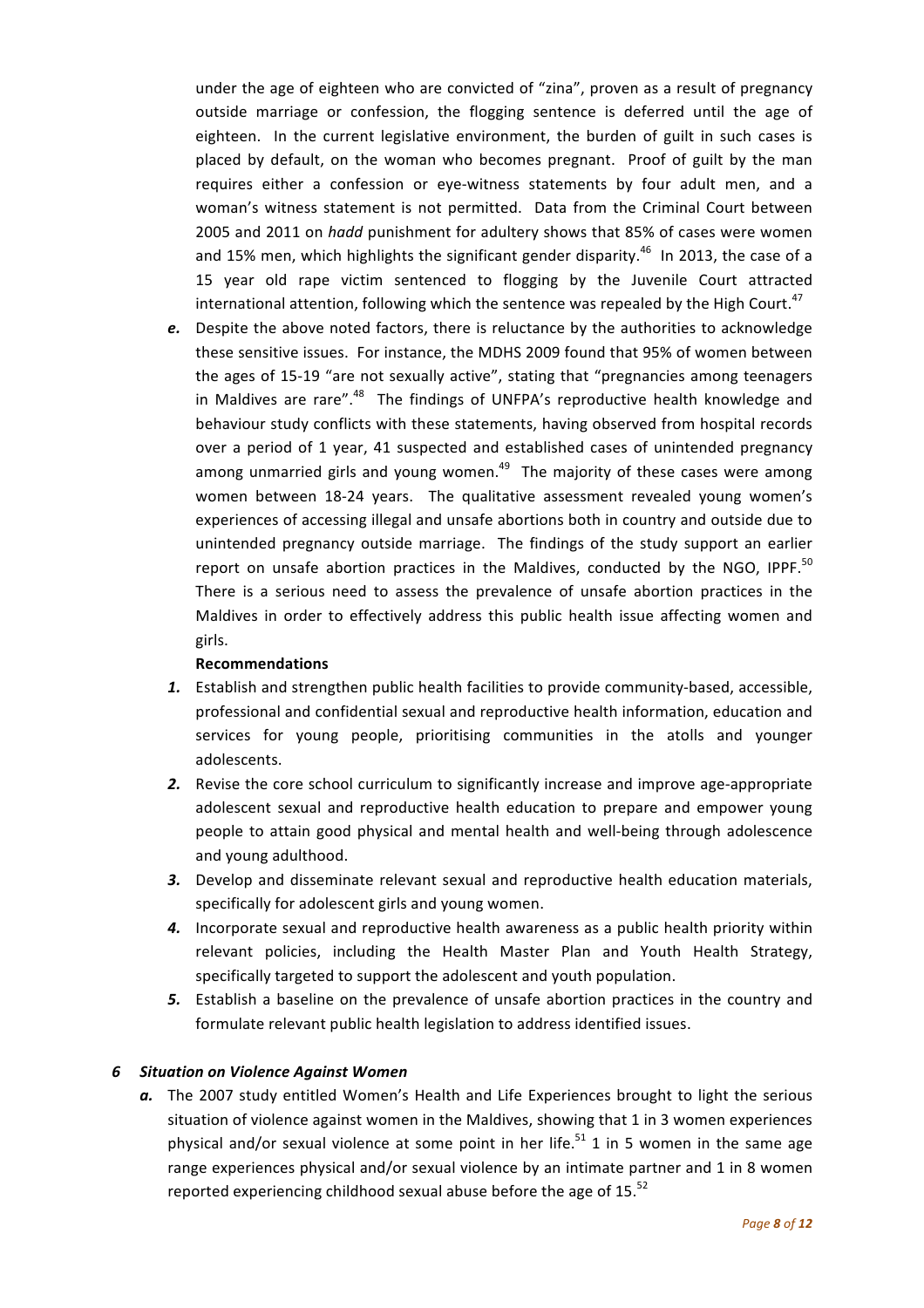under the age of eighteen who are convicted of "zina", proven as a result of pregnancy outside marriage or confession, the flogging sentence is deferred until the age of eighteen. In the current legislative environment, the burden of guilt in such cases is placed by default, on the woman who becomes pregnant. Proof of guilt by the man requires either a confession or eye-witness statements by four adult men, and a woman's witness statement is not permitted. Data from the Criminal Court between 2005 and 2011 on *hadd* punishment for adultery shows that 85% of cases were women and 15% men, which highlights the significant gender disparity.[46] In 2013, the case of a 15 year old rape victim sentenced to flogging by the Juvenile Court attracted international attention, following which the sentence was repealed by the High Court.[47]

***e.*** Despite the above noted factors, there is reluctance by the authorities to acknowledge these sensitive issues. For instance, the MDHS 2009 found that 95% of women between the ages of 15-19 "are not sexually active", stating that "pregnancies among teenagers in Maldives are rare".[48] The findings of UNFPA's reproductive health knowledge and behaviour study conflicts with these statements, having observed from hospital records over a period of 1 year, 41 suspected and established cases of unintended pregnancy among unmarried girls and young women.[49] The majority of these cases were among women between 18-24 years. The qualitative assessment revealed young women's experiences of accessing illegal and unsafe abortions both in country and outside due to unintended pregnancy outside marriage. The findings of the study support an earlier report on unsafe abortion practices in the Maldives, conducted by the NGO, IPPF.[50] There is a serious need to assess the prevalence of unsafe abortion practices in the Maldives in order to effectively address this public health issue affecting women and girls.

**Recommendations**

***1.*** Establish and strengthen public health facilities to provide community-based, accessible, professional and confidential sexual and reproductive health information, education and services for young people, prioritising communities in the atolls and younger adolescents.

***2.*** Revise the core school curriculum to significantly increase and improve age-appropriate adolescent sexual and reproductive health education to prepare and empower young people to attain good physical and mental health and well-being through adolescence and young adulthood.

***3.*** Develop and disseminate relevant sexual and reproductive health education materials, specifically for adolescent girls and young women.

***4.*** Incorporate sexual and reproductive health awareness as a public health priority within relevant policies, including the Health Master Plan and Youth Health Strategy, specifically targeted to support the adolescent and youth population.

***5.*** Establish a baseline on the prevalence of unsafe abortion practices in the country and formulate relevant public health legislation to address identified issues.

### *6 Situation on Violence Against Women*

***a.*** The 2007 study entitled Women's Health and Life Experiences brought to light the serious situation of violence against women in the Maldives, showing that 1 in 3 women experiences physical and/or sexual violence at some point in her life.[51] 1 in 5 women in the same age range experiences physical and/or sexual violence by an intimate partner and 1 in 8 women reported experiencing childhood sexual abuse before the age of 15.[52]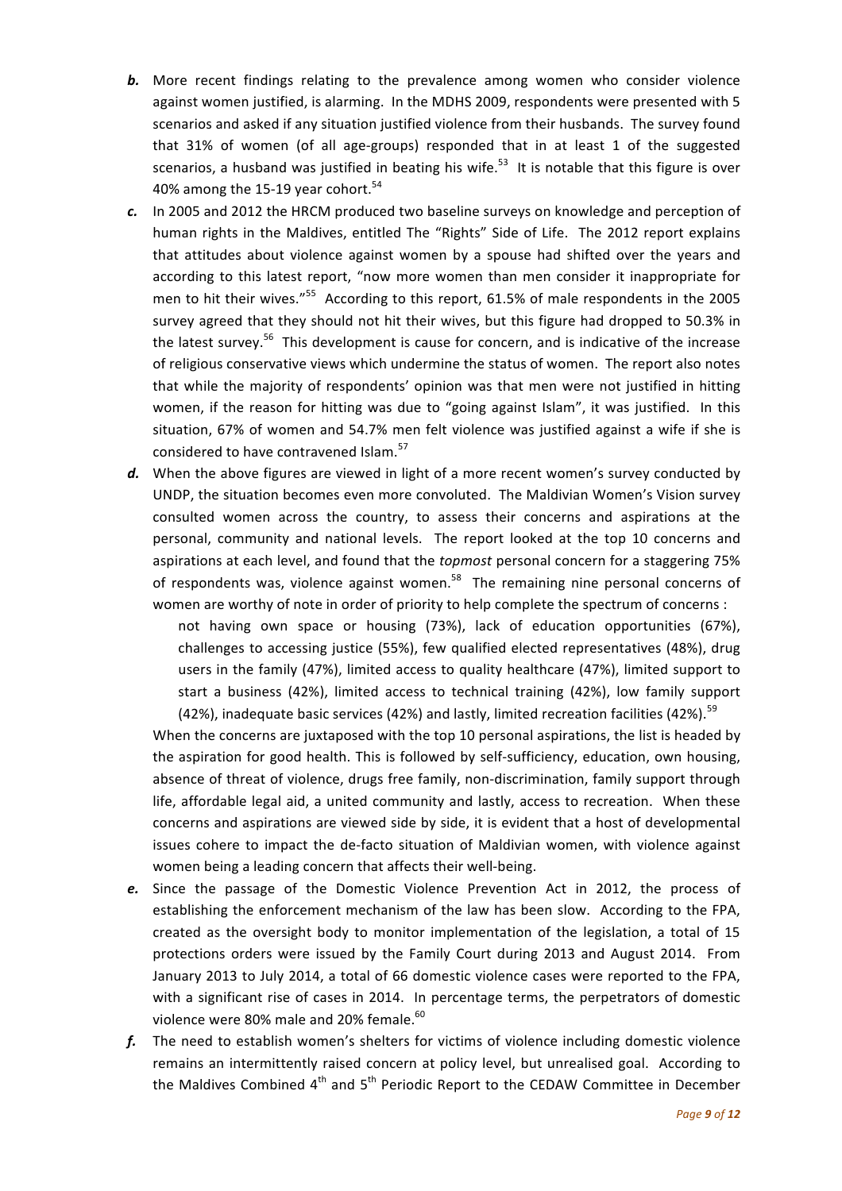**b.** More recent findings relating to the prevalence among women who consider violence against women justified, is alarming. In the MDHS 2009, respondents were presented with 5 scenarios and asked if any situation justified violence from their husbands. The survey found that 31% of women (of all age-groups) responded that in at least 1 of the suggested scenarios, a husband was justified in beating his wife.[53] It is notable that this figure is over 40% among the 15-19 year cohort.[54]

**c.** In 2005 and 2012 the HRCM produced two baseline surveys on knowledge and perception of human rights in the Maldives, entitled The "Rights" Side of Life. The 2012 report explains that attitudes about violence against women by a spouse had shifted over the years and according to this latest report, "now more women than men consider it inappropriate for men to hit their wives."[55] According to this report, 61.5% of male respondents in the 2005 survey agreed that they should not hit their wives, but this figure had dropped to 50.3% in the latest survey.[56] This development is cause for concern, and is indicative of the increase of religious conservative views which undermine the status of women. The report also notes that while the majority of respondents' opinion was that men were not justified in hitting women, if the reason for hitting was due to "going against Islam", it was justified. In this situation, 67% of women and 54.7% men felt violence was justified against a wife if she is considered to have contravened Islam.[57]

**d.** When the above figures are viewed in light of a more recent women's survey conducted by UNDP, the situation becomes even more convoluted. The Maldivian Women's Vision survey consulted women across the country, to assess their concerns and aspirations at the personal, community and national levels. The report looked at the top 10 concerns and aspirations at each level, and found that the *topmost* personal concern for a staggering 75% of respondents was, violence against women.[58] The remaining nine personal concerns of women are worthy of note in order of priority to help complete the spectrum of concerns :

> not having own space or housing (73%), lack of education opportunities (67%), challenges to accessing justice (55%), few qualified elected representatives (48%), drug users in the family (47%), limited access to quality healthcare (47%), limited support to start a business (42%), limited access to technical training (42%), low family support (42%), inadequate basic services (42%) and lastly, limited recreation facilities (42%).[59]

When the concerns are juxtaposed with the top 10 personal aspirations, the list is headed by the aspiration for good health. This is followed by self-sufficiency, education, own housing, absence of threat of violence, drugs free family, non-discrimination, family support through life, affordable legal aid, a united community and lastly, access to recreation. When these concerns and aspirations are viewed side by side, it is evident that a host of developmental issues cohere to impact the de-facto situation of Maldivian women, with violence against women being a leading concern that affects their well-being.

**e.** Since the passage of the Domestic Violence Prevention Act in 2012, the process of establishing the enforcement mechanism of the law has been slow. According to the FPA, created as the oversight body to monitor implementation of the legislation, a total of 15 protections orders were issued by the Family Court during 2013 and August 2014. From January 2013 to July 2014, a total of 66 domestic violence cases were reported to the FPA, with a significant rise of cases in 2014. In percentage terms, the perpetrators of domestic violence were 80% male and 20% female.[60]

**f.** The need to establish women's shelters for victims of violence including domestic violence remains an intermittently raised concern at policy level, but unrealised goal. According to the Maldives Combined 4th and 5th Periodic Report to the CEDAW Committee in December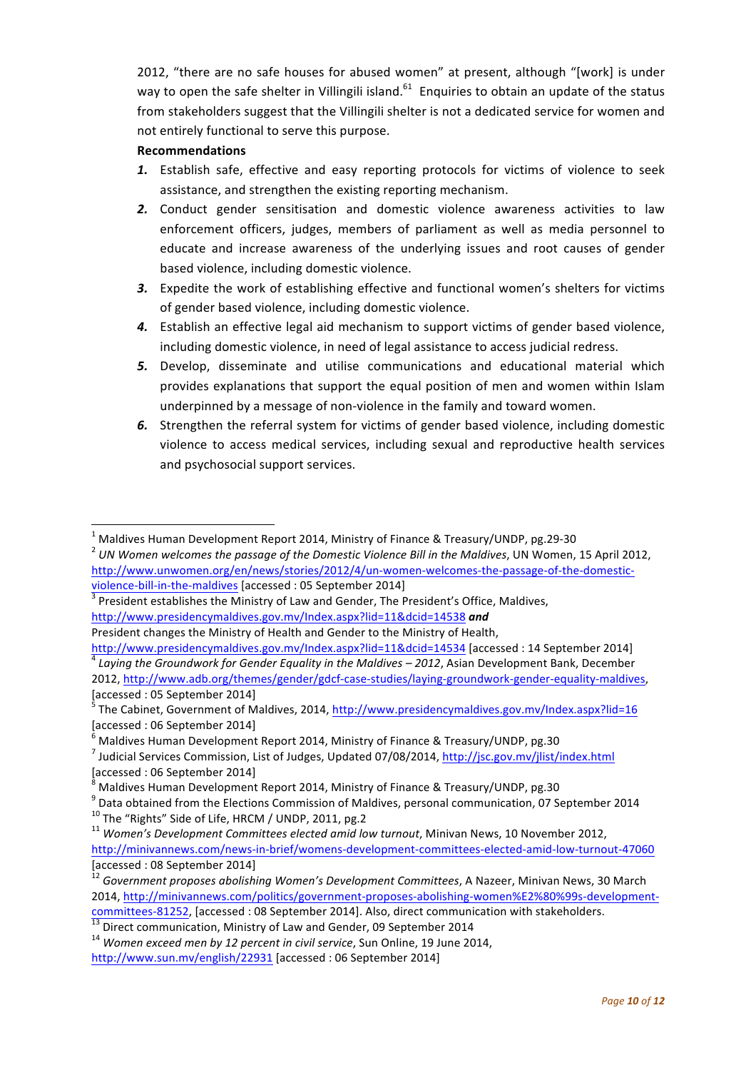2012, "there are no safe houses for abused women" at present, although "[work] is under way to open the safe shelter in Villingili island.[61] Enquiries to obtain an update of the status from stakeholders suggest that the Villingili shelter is not a dedicated service for women and not entirely functional to serve this purpose.

**Recommendations**

1. Establish safe, effective and easy reporting protocols for victims of violence to seek assistance, and strengthen the existing reporting mechanism.
2. Conduct gender sensitisation and domestic violence awareness activities to law enforcement officers, judges, members of parliament as well as media personnel to educate and increase awareness of the underlying issues and root causes of gender based violence, including domestic violence.
3. Expedite the work of establishing effective and functional women's shelters for victims of gender based violence, including domestic violence.
4. Establish an effective legal aid mechanism to support victims of gender based violence, including domestic violence, in need of legal assistance to access judicial redress.
5. Develop, disseminate and utilise communications and educational material which provides explanations that support the equal position of men and women within Islam underpinned by a message of non-violence in the family and toward women.
6. Strengthen the referral system for victims of gender based violence, including domestic violence to access medical services, including sexual and reproductive health services and psychosocial support services.

---

[1] Maldives Human Development Report 2014, Ministry of Finance & Treasury/UNDP, pg.29-30

[2] *UN Women welcomes the passage of the Domestic Violence Bill in the Maldives*, UN Women, 15 April 2012, http://www.unwomen.org/en/news/stories/2012/4/un-women-welcomes-the-passage-of-the-domestic-violence-bill-in-the-maldives [accessed : 05 September 2014]

[3] President establishes the Ministry of Law and Gender, The President's Office, Maldives, http://www.presidencymaldives.gov.mv/Index.aspx?lid=11&dcid=14538 ***and*** President changes the Ministry of Health and Gender to the Ministry of Health, http://www.presidencymaldives.gov.mv/Index.aspx?lid=11&dcid=14534 [accessed : 14 September 2014]

[4] *Laying the Groundwork for Gender Equality in the Maldives – 2012*, Asian Development Bank, December 2012, http://www.adb.org/themes/gender/gdcf-case-studies/laying-groundwork-gender-equality-maldives, [accessed : 05 September 2014]

[5] The Cabinet, Government of Maldives, 2014, http://www.presidencymaldives.gov.mv/Index.aspx?lid=16 [accessed : 06 September 2014]

[6] Maldives Human Development Report 2014, Ministry of Finance & Treasury/UNDP, pg.30

[7] Judicial Services Commission, List of Judges, Updated 07/08/2014, http://jsc.gov.mv/jlist/index.html [accessed : 06 September 2014]

[8] Maldives Human Development Report 2014, Ministry of Finance & Treasury/UNDP, pg.30

[9] Data obtained from the Elections Commission of Maldives, personal communication, 07 September 2014

[10] The "Rights" Side of Life, HRCM / UNDP, 2011, pg.2

[11] *Women's Development Committees elected amid low turnout*, Minivan News, 10 November 2012, http://minivannews.com/news-in-brief/womens-development-committees-elected-amid-low-turnout-47060 [accessed : 08 September 2014]

[12] *Government proposes abolishing Women's Development Committees*, A Nazeer, Minivan News, 30 March 2014, http://minivannews.com/politics/government-proposes-abolishing-women%E2%80%99s-development-committees-81252, [accessed : 08 September 2014]. Also, direct communication with stakeholders.

[13] Direct communication, Ministry of Law and Gender, 09 September 2014

[14] *Women exceed men by 12 percent in civil service*, Sun Online, 19 June 2014, http://www.sun.mv/english/22931 [accessed : 06 September 2014]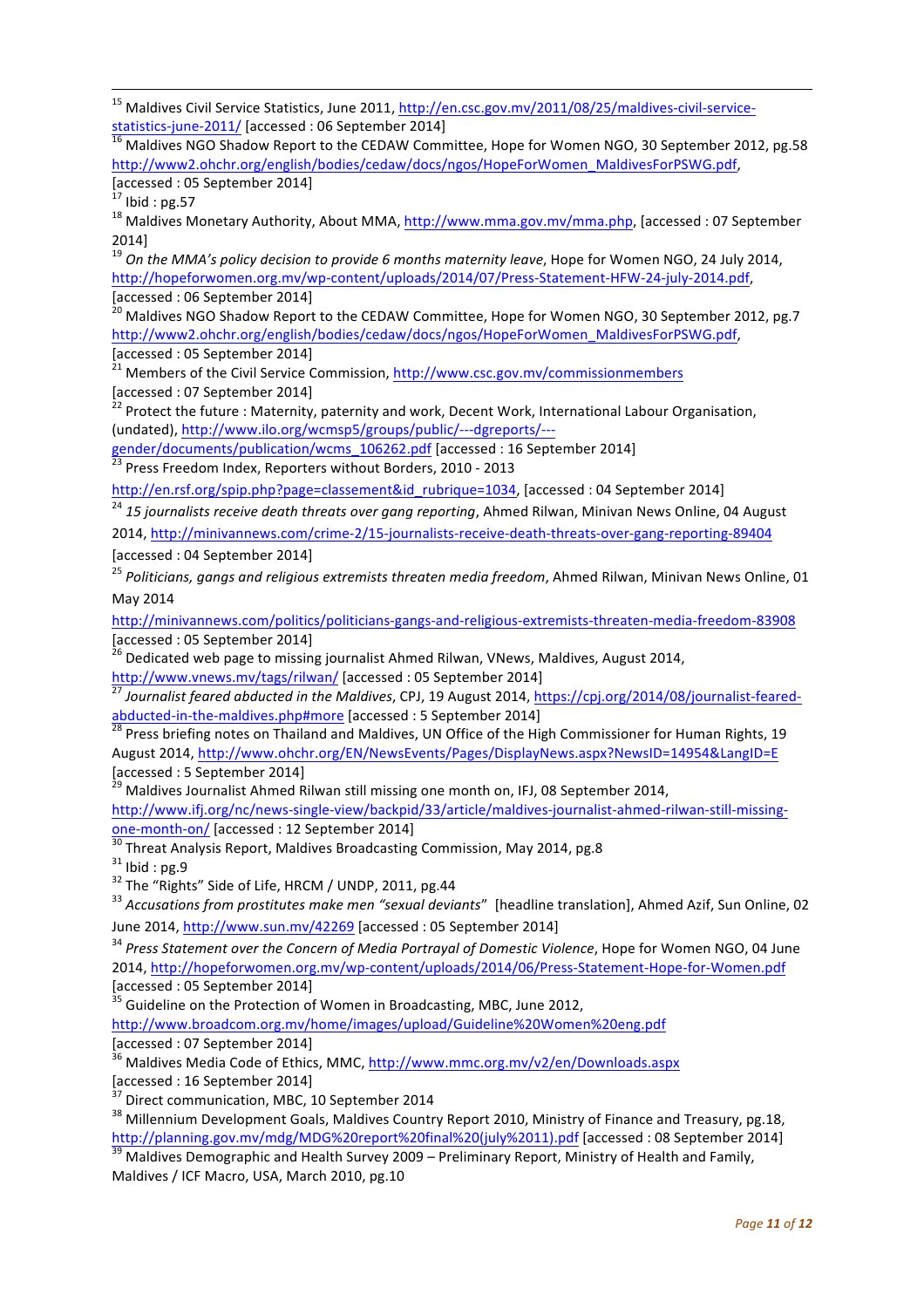---

[15] Maldives Civil Service Statistics, June 2011, http://en.csc.gov.mv/2011/08/25/maldives-civil-service-statistics-june-2011/ [accessed : 06 September 2014]

[16] Maldives NGO Shadow Report to the CEDAW Committee, Hope for Women NGO, 30 September 2012, pg.58 http://www2.ohchr.org/english/bodies/cedaw/docs/ngos/HopeForWomen_MaldivesForPSWG.pdf, [accessed : 05 September 2014]

[17] Ibid : pg.57

[18] Maldives Monetary Authority, About MMA, http://www.mma.gov.mv/mma.php, [accessed : 07 September 2014]

[19] *On the MMA's policy decision to provide 6 months maternity leave*, Hope for Women NGO, 24 July 2014, http://hopeforwomen.org.mv/wp-content/uploads/2014/07/Press-Statement-HFW-24-july-2014.pdf, [accessed : 06 September 2014]

[20] Maldives NGO Shadow Report to the CEDAW Committee, Hope for Women NGO, 30 September 2012, pg.7 http://www2.ohchr.org/english/bodies/cedaw/docs/ngos/HopeForWomen_MaldivesForPSWG.pdf, [accessed : 05 September 2014]

[21] Members of the Civil Service Commission, http://www.csc.gov.mv/commissionmembers [accessed : 07 September 2014]

[22] Protect the future : Maternity, paternity and work, Decent Work, International Labour Organisation, (undated), http://www.ilo.org/wcmsp5/groups/public/---dgreports/---gender/documents/publication/wcms_106262.pdf [accessed : 16 September 2014]

[23] Press Freedom Index, Reporters without Borders, 2010 - 2013 http://en.rsf.org/spip.php?page=classement&id_rubrique=1034, [accessed : 04 September 2014]

[24] *15 journalists receive death threats over gang reporting*, Ahmed Rilwan, Minivan News Online, 04 August 2014, http://minivannews.com/crime-2/15-journalists-receive-death-threats-over-gang-reporting-89404 [accessed : 04 September 2014]

[25] *Politicians, gangs and religious extremists threaten media freedom*, Ahmed Rilwan, Minivan News Online, 01 May 2014 http://minivannews.com/politics/politicians-gangs-and-religious-extremists-threaten-media-freedom-83908 [accessed : 05 September 2014]

[26] Dedicated web page to missing journalist Ahmed Rilwan, VNews, Maldives, August 2014, http://www.vnews.mv/tags/rilwan/ [accessed : 05 September 2014]

[27] *Journalist feared abducted in the Maldives*, CPJ, 19 August 2014, https://cpj.org/2014/08/journalist-feared-abducted-in-the-maldives.php#more [accessed : 5 September 2014]

[28] Press briefing notes on Thailand and Maldives, UN Office of the High Commissioner for Human Rights, 19 August 2014, http://www.ohchr.org/EN/NewsEvents/Pages/DisplayNews.aspx?NewsID=14954&LangID=E [accessed : 5 September 2014]

[29] Maldives Journalist Ahmed Rilwan still missing one month on, IFJ, 08 September 2014, http://www.ifj.org/nc/news-single-view/backpid/33/article/maldives-journalist-ahmed-rilwan-still-missing-one-month-on/ [accessed : 12 September 2014]

[30] Threat Analysis Report, Maldives Broadcasting Commission, May 2014, pg.8

[31] Ibid : pg.9

[32] The "Rights" Side of Life, HRCM / UNDP, 2011, pg.44

[33] *Accusations from prostitutes make men "sexual deviants*" [headline translation], Ahmed Azif, Sun Online, 02 June 2014, http://www.sun.mv/42269 [accessed : 05 September 2014]

[34] *Press Statement over the Concern of Media Portrayal of Domestic Violence*, Hope for Women NGO, 04 June 2014, http://hopeforwomen.org.mv/wp-content/uploads/2014/06/Press-Statement-Hope-for-Women.pdf [accessed : 05 September 2014]

[35] Guideline on the Protection of Women in Broadcasting, MBC, June 2012, http://www.broadcom.org.mv/home/images/upload/Guideline%20Women%20eng.pdf [accessed : 07 September 2014]

[36] Maldives Media Code of Ethics, MMC, http://www.mmc.org.mv/v2/en/Downloads.aspx [accessed : 16 September 2014]

[37] Direct communication, MBC, 10 September 2014

[38] Millennium Development Goals, Maldives Country Report 2010, Ministry of Finance and Treasury, pg.18, http://planning.gov.mv/mdg/MDG%20report%20final%20(july%2011).pdf [accessed : 08 September 2014]

[39] Maldives Demographic and Health Survey 2009 – Preliminary Report, Ministry of Health and Family, Maldives / ICF Macro, USA, March 2010, pg.10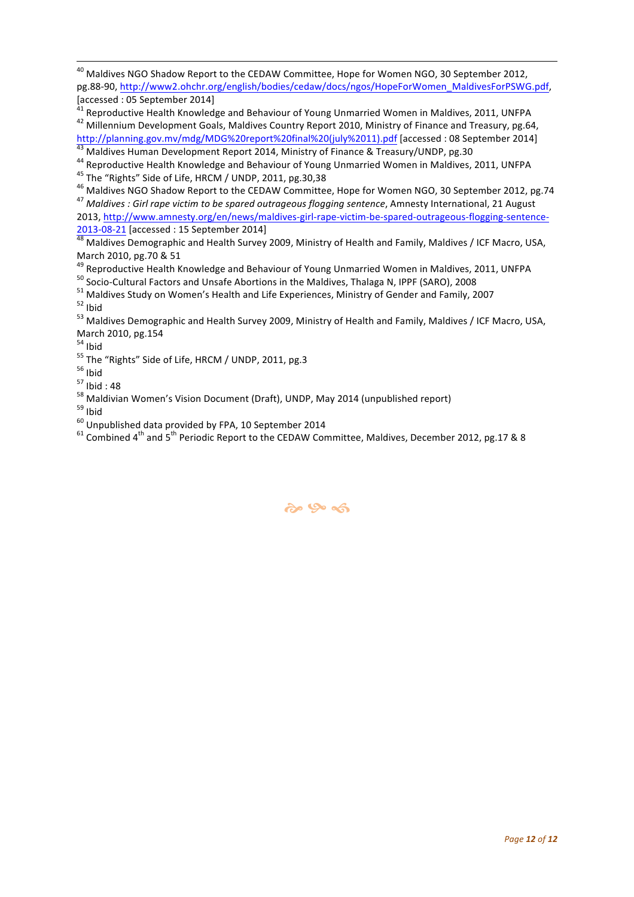[40] Maldives NGO Shadow Report to the CEDAW Committee, Hope for Women NGO, 30 September 2012, pg.88-90, http://www2.ohchr.org/english/bodies/cedaw/docs/ngos/HopeForWomen_MaldivesForPSWG.pdf, [accessed : 05 September 2014]

[41] Reproductive Health Knowledge and Behaviour of Young Unmarried Women in Maldives, 2011, UNFPA

[42] Millennium Development Goals, Maldives Country Report 2010, Ministry of Finance and Treasury, pg.64, http://planning.gov.mv/mdg/MDG%20report%20final%20(july%2011).pdf [accessed : 08 September 2014]

[43] Maldives Human Development Report 2014, Ministry of Finance & Treasury/UNDP, pg.30

[44] Reproductive Health Knowledge and Behaviour of Young Unmarried Women in Maldives, 2011, UNFPA

[45] The "Rights" Side of Life, HRCM / UNDP, 2011, pg.30,38

[46] Maldives NGO Shadow Report to the CEDAW Committee, Hope for Women NGO, 30 September 2012, pg.74

[47] *Maldives : Girl rape victim to be spared outrageous flogging sentence*, Amnesty International, 21 August 2013, http://www.amnesty.org/en/news/maldives-girl-rape-victim-be-spared-outrageous-flogging-sentence-2013-08-21 [accessed : 15 September 2014]

[48] Maldives Demographic and Health Survey 2009, Ministry of Health and Family, Maldives / ICF Macro, USA, March 2010, pg.70 & 51

[49] Reproductive Health Knowledge and Behaviour of Young Unmarried Women in Maldives, 2011, UNFPA

[50] Socio-Cultural Factors and Unsafe Abortions in the Maldives, Thalaga N, IPPF (SARO), 2008

[51] Maldives Study on Women's Health and Life Experiences, Ministry of Gender and Family, 2007

[52] Ibid

[53] Maldives Demographic and Health Survey 2009, Ministry of Health and Family, Maldives / ICF Macro, USA, March 2010, pg.154

[54] Ibid

[55] The "Rights" Side of Life, HRCM / UNDP, 2011, pg.3

[56] Ibid

[57] Ibid : 48

[58] Maldivian Women's Vision Document (Draft), UNDP, May 2014 (unpublished report)

[59] Ibid

[60] Unpublished data provided by FPA, 10 September 2014

[61] Combined 4th and 5th Periodic Report to the CEDAW Committee, Maldives, December 2012, pg.17 & 8